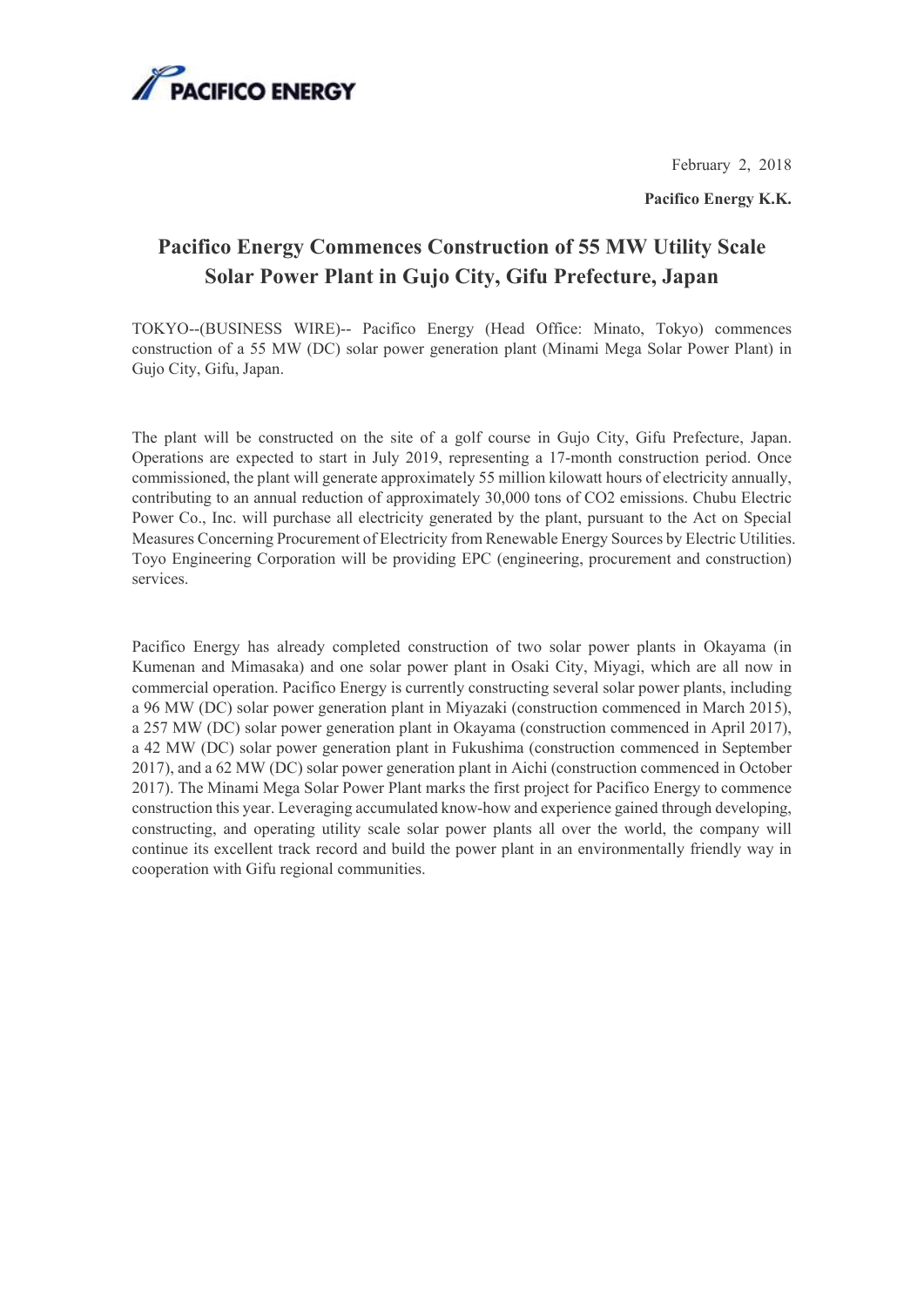PACIFICO ENERGY

February 2, 2018

**Pacifico Energy K.K.**

# Pacifico Energy Commences Construction of 55 MW Utility Scale Solar Power Plant in Gujo City, Gifu Prefecture, Japan

TOKYO--(BUSINESS WIRE)-- Pacifico Energy (Head Office: Minato, Tokyo) commences construction of a 55 MW (DC) solar power generation plant (Minami Mega Solar Power Plant) in Gujo City, Gifu, Japan.

The plant will be constructed on the site of a golf course in Gujo City, Gifu Prefecture, Japan. Operations are expected to start in July 2019, representing a 17-month construction period. Once commissioned, the plant will generate approximately 55 million kilowatt hours of electricity annually, contributing to an annual reduction of approximately 30,000 tons of $CO_2$ emissions. Chubu Electric Power Co., Inc. will purchase all electricity generated by the plant, pursuant to the Act on Special Measures Concerning Procurement of Electricity from Renewable Energy Sources by Electric Utilities. Toyo Engineering Corporation will be providing EPC (engineering, procurement and construction) services.

Pacifico Energy has already completed construction of two solar power plants in Okayama (in Kumenan and Mimasaka) and one solar power plant in Osaki City, Miyagi, which are all now in commercial operation. Pacifico Energy is currently constructing several solar power plants, including a 96 MW (DC) solar power generation plant in Miyazaki (construction commenced in March 2015), a 257 MW (DC) solar power generation plant in Okayama (construction commenced in April 2017), a 42 MW (DC) solar power generation plant in Fukushima (construction commenced in September 2017), and a 62 MW (DC) solar power generation plant in Aichi (construction commenced in October 2017). The Minami Mega Solar Power Plant marks the first project for Pacifico Energy to commence construction this year. Leveraging accumulated know-how and experience gained through developing, constructing, and operating utility scale solar power plants all over the world, the company will continue its excellent track record and build the power plant in an environmentally friendly way in cooperation with Gifu regional communities.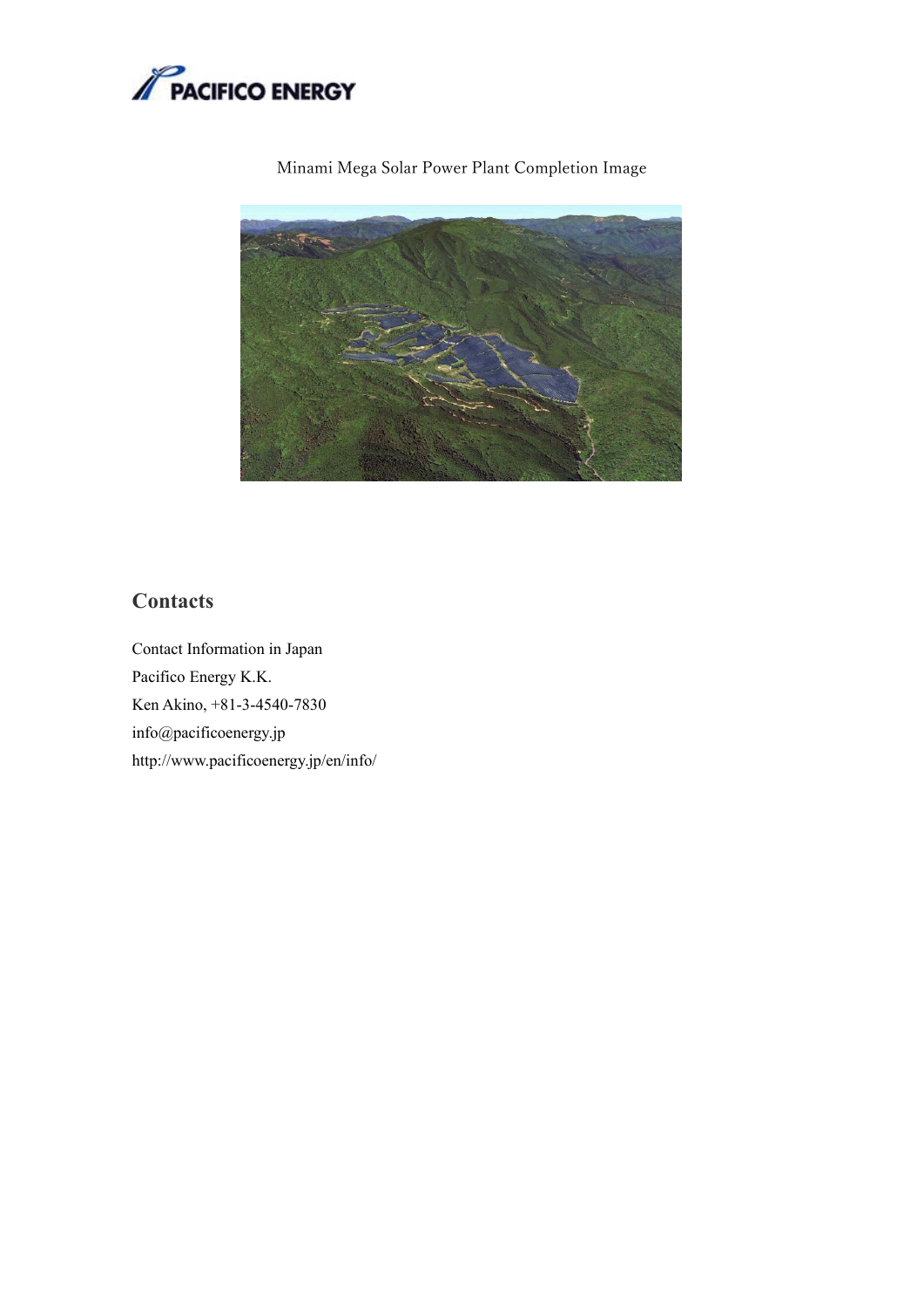Minami Mega Solar Power Plant Completion Image

## Contacts

Contact Information in Japan
Pacifico Energy K.K.
Ken Akino, +81-3-4540-7830
info@pacificoenergy.jp
http://www.pacificoenergy.jp/en/info/